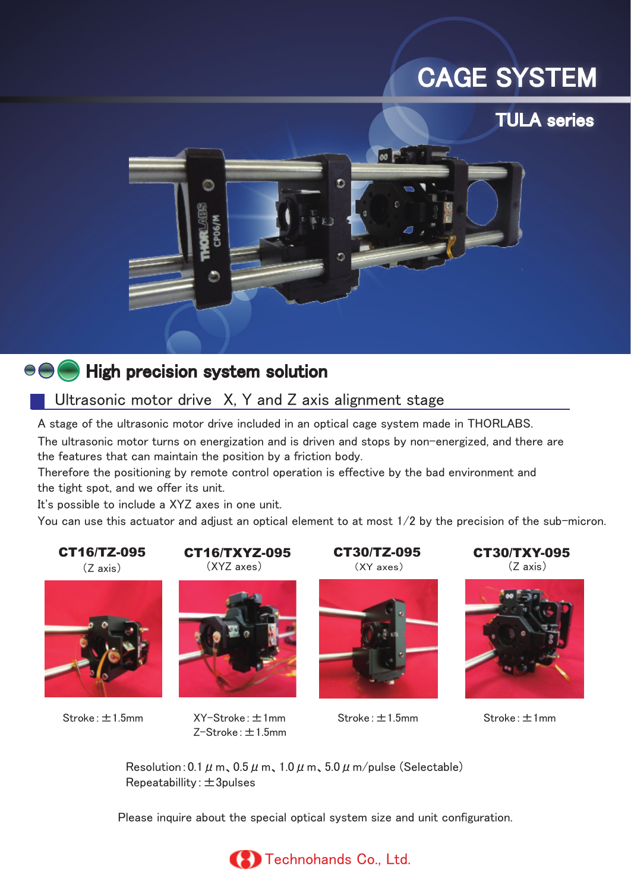# CAGE SYSTEM

## TULA series

## High precision system solution

### Ultrasonic motor drive X, Y and Z axis alignment stage

A stage of the ultrasonic motor drive included in an optical cage system made in THORLABS.
The ultrasonic motor turns on energization and is driven and stops by non-energized, and there are the features that can maintain the position by a friction body.
Therefore the positioning by remote control operation is effective by the bad environment and the tight spot, and we offer its unit.
It's possible to include a XYZ axes in one unit.
You can use this actuator and adjust an optical element to at most 1/2 by the precision of the sub-micron.

| CT16/TZ-095 (Z axis) | CT16/TXYZ-095 (XYZ axes) | CT30/TZ-095 (XY axes) | CT30/TXY-095 (Z axis) |
|---|---|---|---|
| Stroke : ±1.5mm | XY-Stroke : ±1mm<br>Z-Stroke : ±1.5mm | Stroke : ±1.5mm | Stroke : ±1mm |

Resolution : 0.1 μm、0.5 μm、1.0 μm、5.0 μm/pulse (Selectable)
Repeatabillity : ±3pulses

Please inquire about the special optical system size and unit configuration.

Technohands Co., Ltd.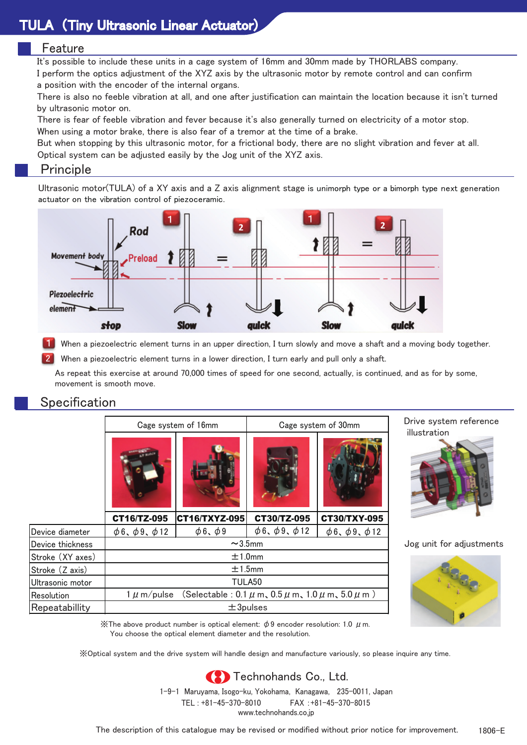# TULA (Tiny Ultrasonic Linear Actuator)

## Feature

It's possible to include these units in a cage system of 16mm and 30mm made by THORLABS company.
I perform the optics adjustment of the XYZ axis by the ultrasonic motor by remote control and can confirm a position with the encoder of the internal organs.
There is also no feeble vibration at all, and one after justification can maintain the location because it isn't turned by ultrasonic motor on.
There is fear of feeble vibration and fever because it's also generally turned on electricity of a motor stop.
When using a motor brake, there is also fear of a tremor at the time of a brake.
But when stopping by this ultrasonic motor, for a frictional body, there are no slight vibration and fever at all.
Optical system can be adjusted easily by the Jog unit of the XYZ axis.

## Principle

Ultrasonic motor(TULA) of a XY axis and a Z axis alignment stage is unimorph type or a bimorph type next generation actuator on the vibration control of piezoceramic.

Rod
Movement body
Preload
Piezoelectric element
stop
1 Slow
2 quick
1 Slow
2 quick

1 When a piezoelectric element turns in an upper direction, I turn slowly and move a shaft and a moving body together.

2 When a piezoelectric element turns in a lower direction, I turn early and pull only a shaft.

As repeat this exercise at around 70,000 times of speed for one second, actually, is continued, and as for by some, movement is smooth move.

## Specification

| | Cage system of 16mm | | Cage system of 30mm | |
|---|---|---|---|---|
| | CT16/TZ-095 | CT16/TXYZ-095 | CT30/TZ-095 | CT30/TXY-095 |
| Device diameter | φ6、φ9、φ12 | φ6、φ9 | φ6、φ9、φ12 | φ6、φ9、φ12 |
| Device thickness | ~3.5mm | | | |
| Stroke (XY axes) | ±1.0mm | | | |
| Stroke (Z axis) | ±1.5mm | | | |
| Ultrasonic motor | TULA50 | | | |
| Resolution | 1 μm/pulse (Selectable : 0.1 μm、0.5 μm、1.0 μm、5.0 μm ) | | | |
| Repeatabillity | ±3pulses | | | |

Drive system reference illustration

Jog unit for adjustments

※The above product number is optical element: φ9 encoder resolution: 1.0 μm.
You choose the optical element diameter and the resolution.

※Optical system and the drive system will handle design and manufacture variously, so please inquire any time.

**Technohands Co., Ltd.**
1-9-1 Maruyama, Isogo-ku, Yokohama, Kanagawa, 235-0011, Japan
TEL : +81-45-370-8010 FAX :+81-45-370-8015
www.technohands.co.jp

The description of this catalogue may be revised or modified without prior notice for improvement. 1806-E